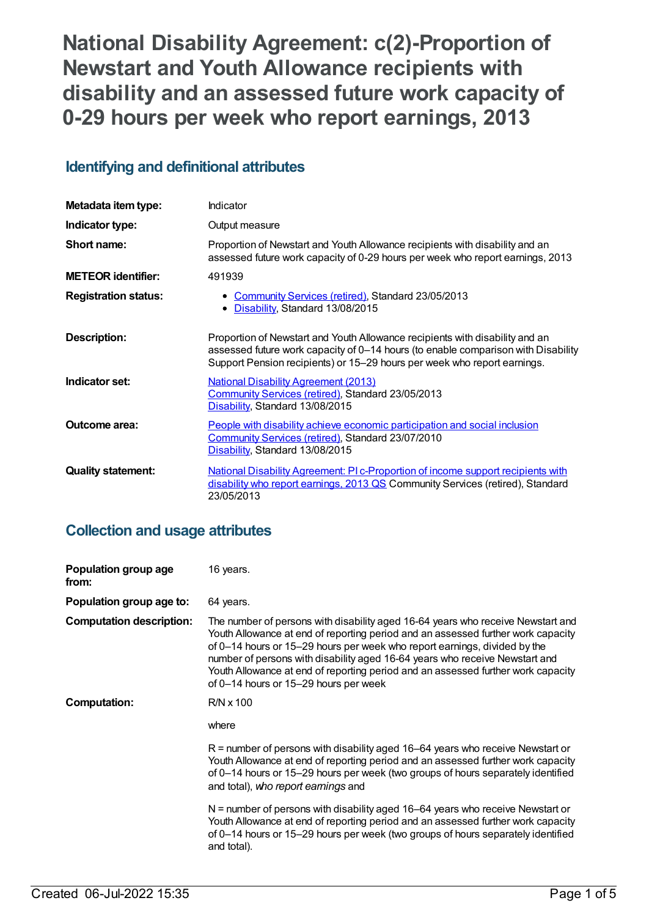# National Disability Agreement: c(2)-Proportion of Newstart and Youth Allowance recipients with disability and an assessed future work capacity of 0-29 hours per week who report earnings, 2013

## Identifying and definitional attributes

| | |
|---|---|
| **Metadata item type:** | Indicator |
| **Indicator type:** | Output measure |
| **Short name:** | Proportion of Newstart and Youth Allowance recipients with disability and an assessed future work capacity of 0-29 hours per week who report earnings, 2013 |
| **METEOR identifier:** | 491939 |
| **Registration status:** | • Community Services (retired), Standard 23/05/2013<br>• Disability, Standard 13/08/2015 |
| **Description:** | Proportion of Newstart and Youth Allowance recipients with disability and an assessed future work capacity of 0–14 hours (to enable comparison with Disability Support Pension recipients) or 15–29 hours per week who report earnings. |
| **Indicator set:** | National Disability Agreement (2013)<br>Community Services (retired), Standard 23/05/2013<br>Disability, Standard 13/08/2015 |
| **Outcome area:** | People with disability achieve economic participation and social inclusion<br>Community Services (retired), Standard 23/07/2010<br>Disability, Standard 13/08/2015 |
| **Quality statement:** | National Disability Agreement: PI c-Proportion of income support recipients with disability who report earnings, 2013 QS Community Services (retired), Standard 23/05/2013 |

## Collection and usage attributes

| | |
|---|---|
| **Population group age from:** | 16 years. |
| **Population group age to:** | 64 years. |
| **Computation description:** | The number of persons with disability aged 16-64 years who receive Newstart and Youth Allowance at end of reporting period and an assessed further work capacity of 0–14 hours or 15–29 hours per week who report earnings, divided by the number of persons with disability aged 16-64 years who receive Newstart and Youth Allowance at end of reporting period and an assessed further work capacity of 0–14 hours or 15–29 hours per week |
| **Computation:** | R/N x 100<br><br>where<br><br>R = number of persons with disability aged 16–64 years who receive Newstart or Youth Allowance at end of reporting period and an assessed further work capacity of 0–14 hours or 15–29 hours per week (two groups of hours separately identified and total), *who report earnings* and<br><br>N = number of persons with disability aged 16–64 years who receive Newstart or Youth Allowance at end of reporting period and an assessed further work capacity of 0–14 hours or 15–29 hours per week (two groups of hours separately identified and total). |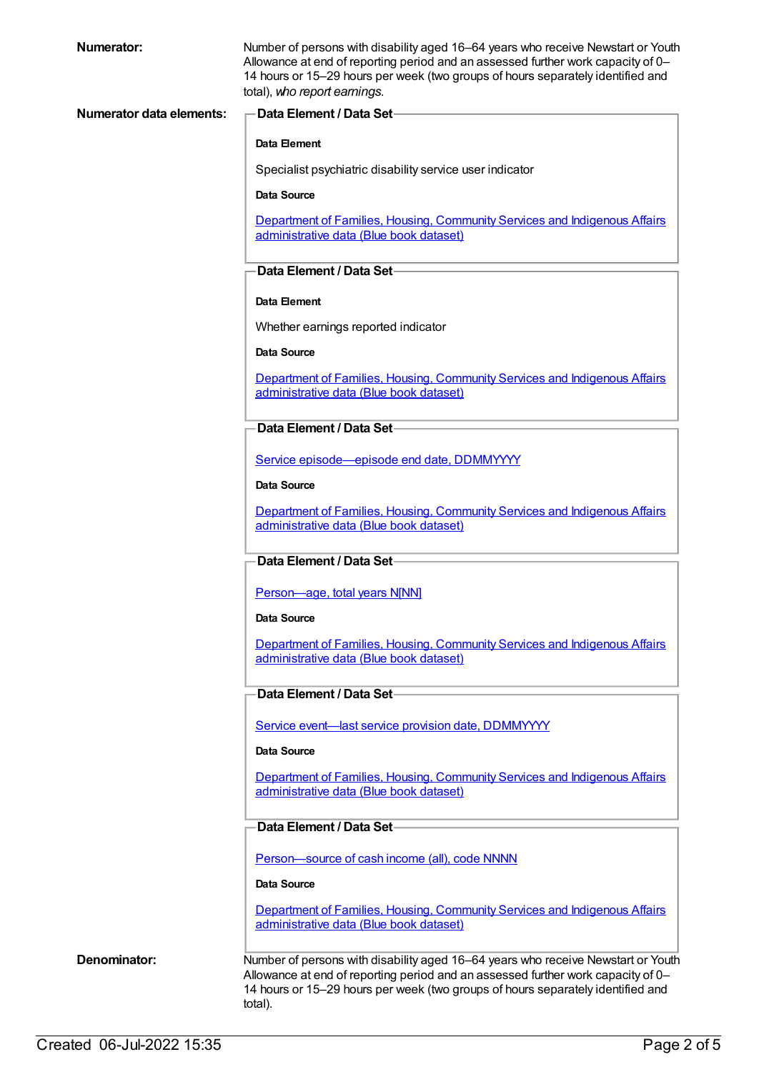**Numerator:** Number of persons with disability aged 16–64 years who receive Newstart or Youth Allowance at end of reporting period and an assessed further work capacity of 0–14 hours or 15–29 hours per week (two groups of hours separately identified and total), *who report earnings*.

**Numerator data elements:**

**Data Element / Data Set**

**Data Element**

Specialist psychiatric disability service user indicator

**Data Source**

[Department of Families, Housing, Community Services and Indigenous Affairs administrative data (Blue book dataset)]

**Data Element / Data Set**

**Data Element**

Whether earnings reported indicator

**Data Source**

[Department of Families, Housing, Community Services and Indigenous Affairs administrative data (Blue book dataset)]

**Data Element / Data Set**

[Service episode—episode end date, DDMMYYYY]

**Data Source**

[Department of Families, Housing, Community Services and Indigenous Affairs administrative data (Blue book dataset)]

**Data Element / Data Set**

[Person—age, total years N[NN]]

**Data Source**

[Department of Families, Housing, Community Services and Indigenous Affairs administrative data (Blue book dataset)]

**Data Element / Data Set**

[Service event—last service provision date, DDMMYYYY]

**Data Source**

[Department of Families, Housing, Community Services and Indigenous Affairs administrative data (Blue book dataset)]

**Data Element / Data Set**

[Person—source of cash income (all), code NNNN]

**Data Source**

[Department of Families, Housing, Community Services and Indigenous Affairs administrative data (Blue book dataset)]

**Denominator:** Number of persons with disability aged 16–64 years who receive Newstart or Youth Allowance at end of reporting period and an assessed further work capacity of 0–14 hours or 15–29 hours per week (two groups of hours separately identified and total).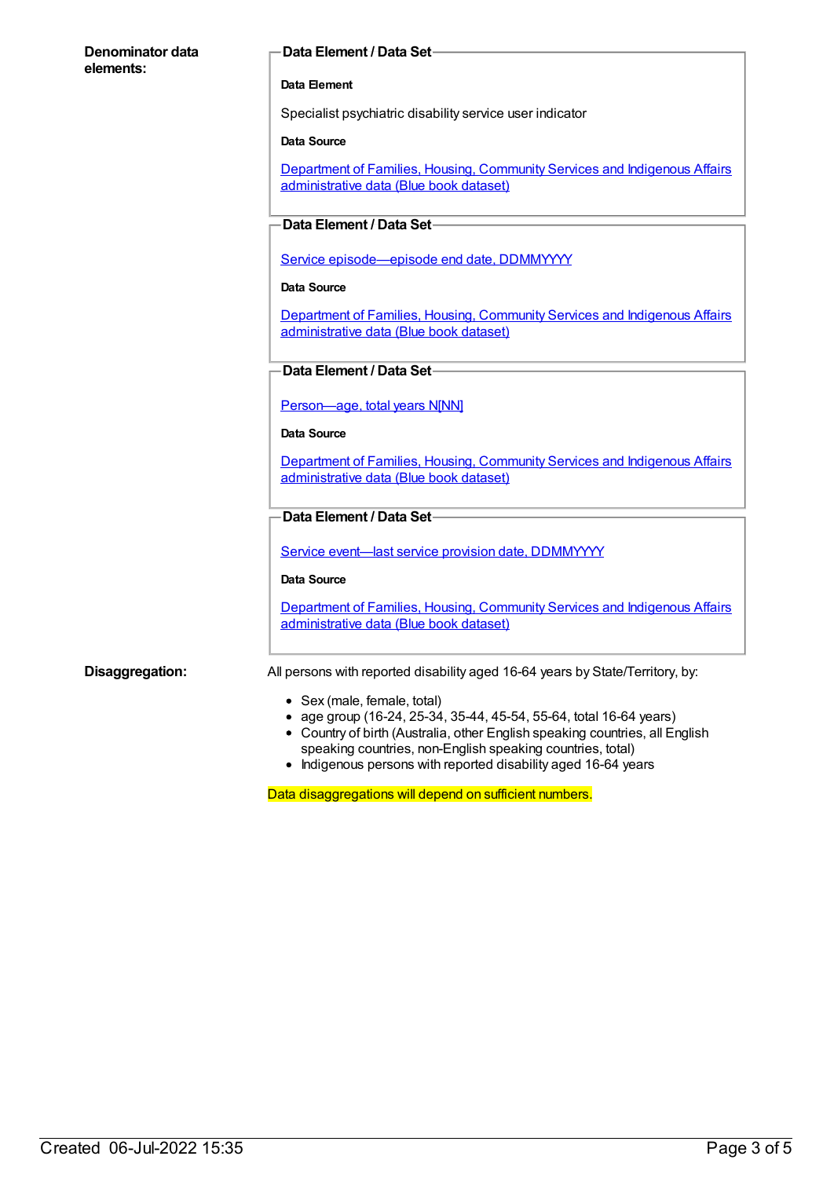**Denominator data elements:**

**Data Element / Data Set**

**Data Element**

Specialist psychiatric disability service user indicator

**Data Source**

Department of Families, Housing, Community Services and Indigenous Affairs administrative data (Blue book dataset)

**Data Element / Data Set**

Service episode—episode end date, DDMMYYYY

**Data Source**

Department of Families, Housing, Community Services and Indigenous Affairs administrative data (Blue book dataset)

**Data Element / Data Set**

Person—age, total years N[NN]

**Data Source**

Department of Families, Housing, Community Services and Indigenous Affairs administrative data (Blue book dataset)

**Data Element / Data Set**

Service event—last service provision date, DDMMYYYY

**Data Source**

Department of Families, Housing, Community Services and Indigenous Affairs administrative data (Blue book dataset)

**Disaggregation:**

All persons with reported disability aged 16-64 years by State/Territory, by:

- Sex (male, female, total)
- age group (16-24, 25-34, 35-44, 45-54, 55-64, total 16-64 years)
- Country of birth (Australia, other English speaking countries, all English speaking countries, non-English speaking countries, total)
- Indigenous persons with reported disability aged 16-64 years

Data disaggregations will depend on sufficient numbers.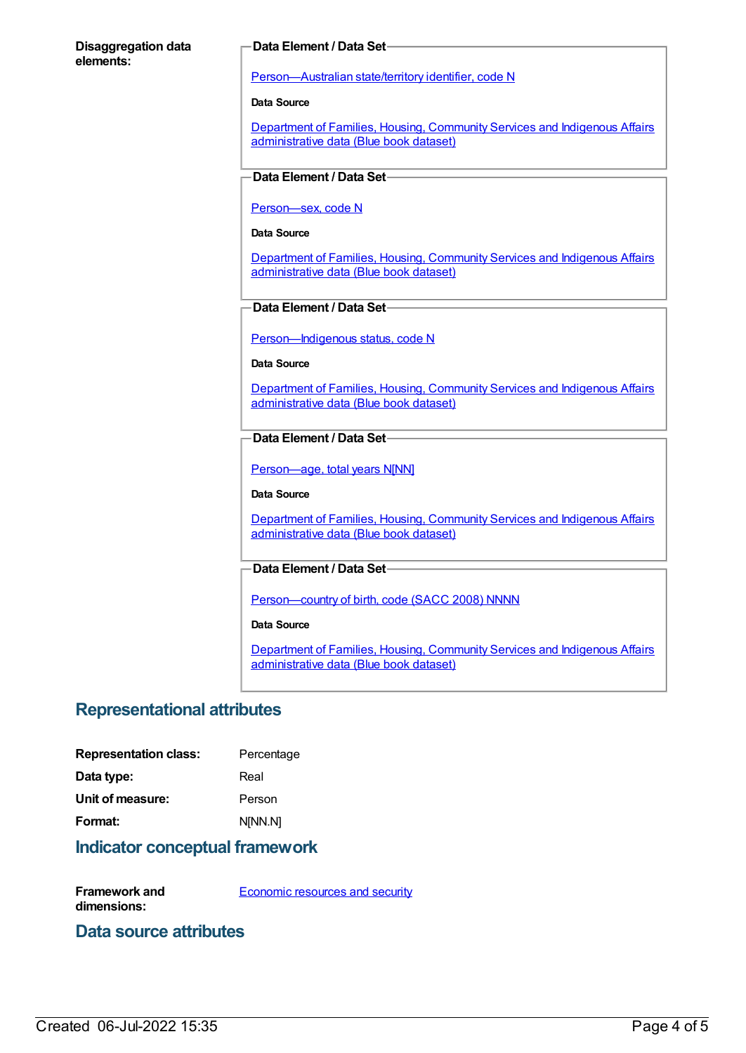**Disaggregation data elements:**

**Data Element / Data Set**

Person—Australian state/territory identifier, code N

**Data Source**

Department of Families, Housing, Community Services and Indigenous Affairs administrative data (Blue book dataset)

**Data Element / Data Set**

Person—sex, code N

**Data Source**

Department of Families, Housing, Community Services and Indigenous Affairs administrative data (Blue book dataset)

**Data Element / Data Set**

Person—Indigenous status, code N

**Data Source**

Department of Families, Housing, Community Services and Indigenous Affairs administrative data (Blue book dataset)

**Data Element / Data Set**

Person—age, total years N[NN]

**Data Source**

Department of Families, Housing, Community Services and Indigenous Affairs administrative data (Blue book dataset)

**Data Element / Data Set**

Person—country of birth, code (SACC 2008) NNNN

**Data Source**

Department of Families, Housing, Community Services and Indigenous Affairs administrative data (Blue book dataset)

## Representational attributes

**Representation class:** Percentage

**Data type:** Real

**Unit of measure:** Person

**Format:** N[NN.N]

## Indicator conceptual framework

**Framework and dimensions:** Economic resources and security

## Data source attributes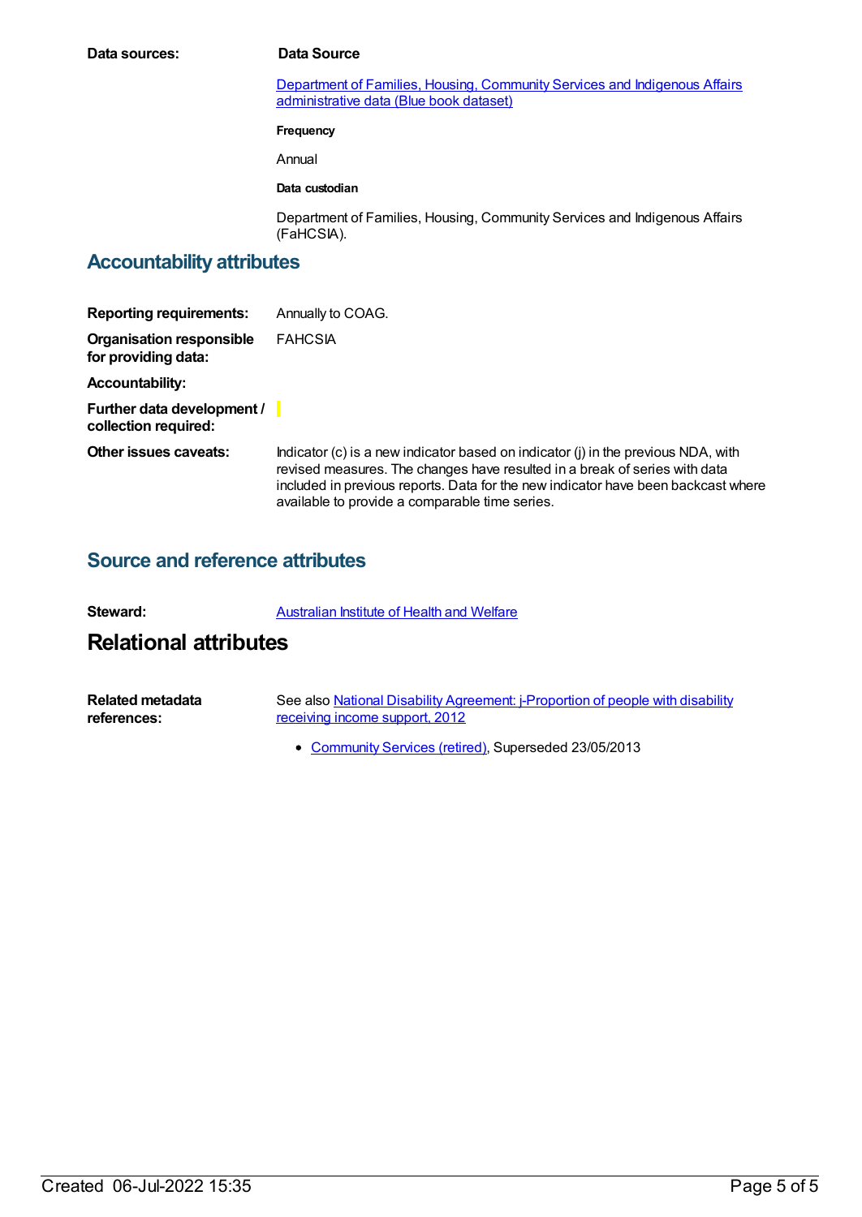**Data sources:**

**Data Source**

Department of Families, Housing, Community Services and Indigenous Affairs administrative data (Blue book dataset)

**Frequency**

Annual

**Data custodian**

Department of Families, Housing, Community Services and Indigenous Affairs (FaHCSIA).

## Accountability attributes

**Reporting requirements:** Annually to COAG.

**Organisation responsible for providing data:** FAHCSIA

**Accountability:**

**Further data development / collection required:**

**Other issues caveats:** Indicator (c) is a new indicator based on indicator (j) in the previous NDA, with revised measures. The changes have resulted in a break of series with data included in previous reports. Data for the new indicator have been backcast where available to provide a comparable time series.

## Source and reference attributes

**Steward:** Australian Institute of Health and Welfare

# Relational attributes

**Related metadata references:** See also National Disability Agreement: j-Proportion of people with disability receiving income support, 2012

- Community Services (retired), Superseded 23/05/2013